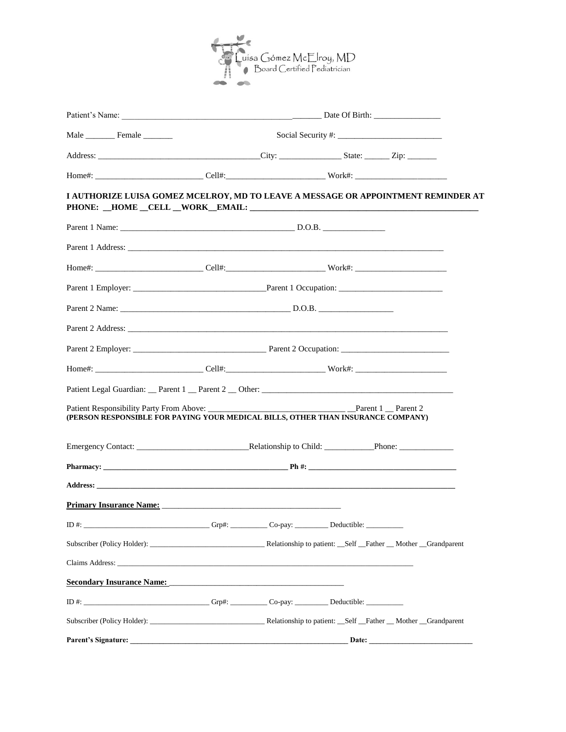Luisa Gómez McElroy, MD
Board Certified Pediatrician

Patient's Name: ________________________________________________ Date Of Birth: ________________

Male _______ Female _______ Social Security #: _________________________

Address: ______________________________________City: _______________ State: ______ Zip: _______

Home#: _________________________ Cell#:________________________ Work#: ______________________

**I AUTHORIZE LUISA GOMEZ MCELROY, MD TO LEAVE A MESSAGE OR APPOINTMENT REMINDER AT PHONE: __HOME __CELL __WORK__EMAIL: _______________________________________________________**

Parent 1 Name: __________________________________________ D.O.B. _______________

Parent 1 Address: ________________________________________________________________________________

Home#: _________________________ Cell#:________________________ Work#: ______________________

Parent 1 Employer: _______________________________Parent 1 Occupation: ________________________

Parent 2 Name: __________________________________________ D.O.B. __________________

Parent 2 Address: ________________________________________________________________________________

Parent 2 Employer: _______________________________ Parent 2 Occupation: _________________________

Home#: _________________________ Cell#:________________________ Work#: ______________________

Patient Legal Guardian: __ Parent 1 __ Parent 2 __ Other: _______________________________________________

Patient Responsibility Party From Above: _________________________________ __Parent 1 __ Parent 2
**(PERSON RESPONSIBLE FOR PAYING YOUR MEDICAL BILLS, OTHER THAN INSURANCE COMPANY)**

Emergency Contact: ___________________________Relationship to Child: ____________Phone: _____________

**Pharmacy: __________________________________________________ Ph #: ________________________________________**

**Address: _____________________________________________________________________________________________**

**Primary Insurance Name:** ___________________________________________

ID #: ___________________________________ Grp#: __________ Co-pay: _________ Deductible: __________

Subscriber (Policy Holder): _______________________________ Relationship to patient: __Self __Father __ Mother __Grandparent

Claims Address: ___________________________________________________________________________________

**Secondary Insurance Name:** ___________________________________________

ID #: ___________________________________ Grp#: __________ Co-pay: _________ Deductible: __________

Subscriber (Policy Holder): _______________________________ Relationship to patient: __Self __Father __ Mother __Grandparent

**Parent's Signature: _____________________________________________________________ Date: ___________________________**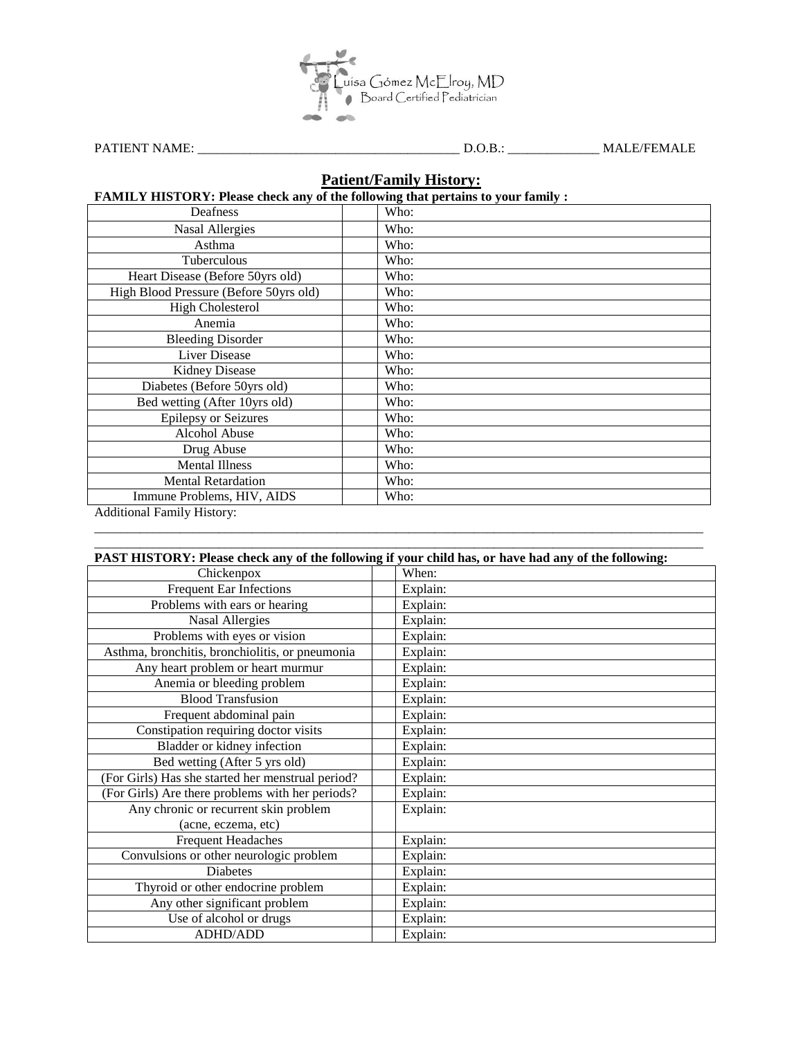Luisa Gómez McElroy, MD
Board Certified Pediatrician

PATIENT NAME: ________________________________________ D.O.B.: ______________ MALE/FEMALE

## Patient/Family History:

**FAMILY HISTORY: Please check any of the following that pertains to your family :**

| | | |
|---|---|---|
| Deafness | | Who: |
| Nasal Allergies | | Who: |
| Asthma | | Who: |
| Tuberculous | | Who: |
| Heart Disease (Before 50yrs old) | | Who: |
| High Blood Pressure (Before 50yrs old) | | Who: |
| High Cholesterol | | Who: |
| Anemia | | Who: |
| Bleeding Disorder | | Who: |
| Liver Disease | | Who: |
| Kidney Disease | | Who: |
| Diabetes (Before 50yrs old) | | Who: |
| Bed wetting (After 10yrs old) | | Who: |
| Epilepsy or Seizures | | Who: |
| Alcohol Abuse | | Who: |
| Drug Abuse | | Who: |
| Mental Illness | | Who: |
| Mental Retardation | | Who: |
| Immune Problems, HIV, AIDS | | Who: |

Additional Family History:
______________________________________________________________________________________________
______________________________________________________________________________________________

**PAST HISTORY: Please check any of the following if your child has, or have had any of the following:**

| | | |
|---|---|---|
| Chickenpox | | When: |
| Frequent Ear Infections | | Explain: |
| Problems with ears or hearing | | Explain: |
| Nasal Allergies | | Explain: |
| Problems with eyes or vision | | Explain: |
| Asthma, bronchitis, bronchiolitis, or pneumonia | | Explain: |
| Any heart problem or heart murmur | | Explain: |
| Anemia or bleeding problem | | Explain: |
| Blood Transfusion | | Explain: |
| Frequent abdominal pain | | Explain: |
| Constipation requiring doctor visits | | Explain: |
| Bladder or kidney infection | | Explain: |
| Bed wetting (After 5 yrs old) | | Explain: |
| (For Girls) Has she started her menstrual period? | | Explain: |
| (For Girls) Are there problems with her periods? | | Explain: |
| Any chronic or recurrent skin problem (acne, eczema, etc) | | Explain: |
| Frequent Headaches | | Explain: |
| Convulsions or other neurologic problem | | Explain: |
| Diabetes | | Explain: |
| Thyroid or other endocrine problem | | Explain: |
| Any other significant problem | | Explain: |
| Use of alcohol or drugs | | Explain: |
| ADHD/ADD | | Explain: |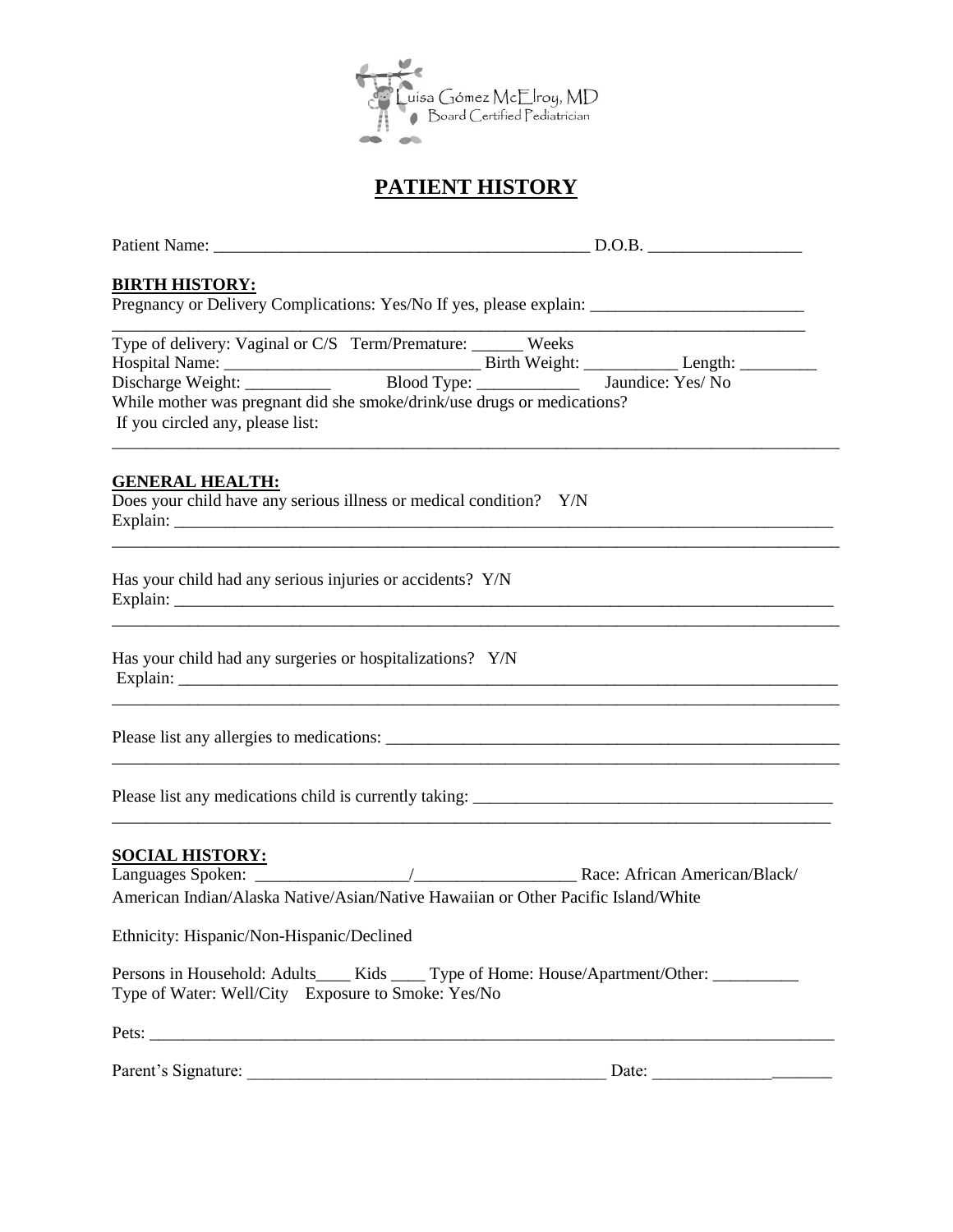Luisa Gómez McElroy, MD
Board Certified Pediatrician

# PATIENT HISTORY

Patient Name: _____________________________________________ D.O.B. __________________

**BIRTH HISTORY:**

Pregnancy or Delivery Complications: Yes/No If yes, please explain: _________________________

_____________________________________________________________________________________

Type of delivery: Vaginal or C/S   Term/Premature: ______ Weeks

Hospital Name: ______________________________ Birth Weight: ___________ Length: _________

Discharge Weight: __________   Blood Type: ____________   Jaundice: Yes/ No

While mother was pregnant did she smoke/drink/use drugs or medications?

If you circled any, please list:

_____________________________________________________________________________________

**GENERAL HEALTH:**

Does your child have any serious illness or medical condition?   Y/N

Explain: _____________________________________________________________________________

_____________________________________________________________________________________

Has your child had any serious injuries or accidents?  Y/N

Explain: _____________________________________________________________________________

_____________________________________________________________________________________

Has your child had any surgeries or hospitalizations?  Y/N

Explain: _____________________________________________________________________________

_____________________________________________________________________________________

Please list any allergies to medications: _______________________________________________

_____________________________________________________________________________________

Please list any medications child is currently taking: __________________________________________

_____________________________________________________________________________________

**SOCIAL HISTORY:**

Languages Spoken: __________________/___________________ Race: African American/Black/ American Indian/Alaska Native/Asian/Native Hawaiian or Other Pacific Island/White

Ethnicity: Hispanic/Non-Hispanic/Declined

Persons in Household: Adults____ Kids ____ Type of Home: House/Apartment/Other: __________

Type of Water: Well/City   Exposure to Smoke: Yes/No

Pets: _________________________________________________________________________________

Parent's Signature: ___________________________________________ Date: _____________________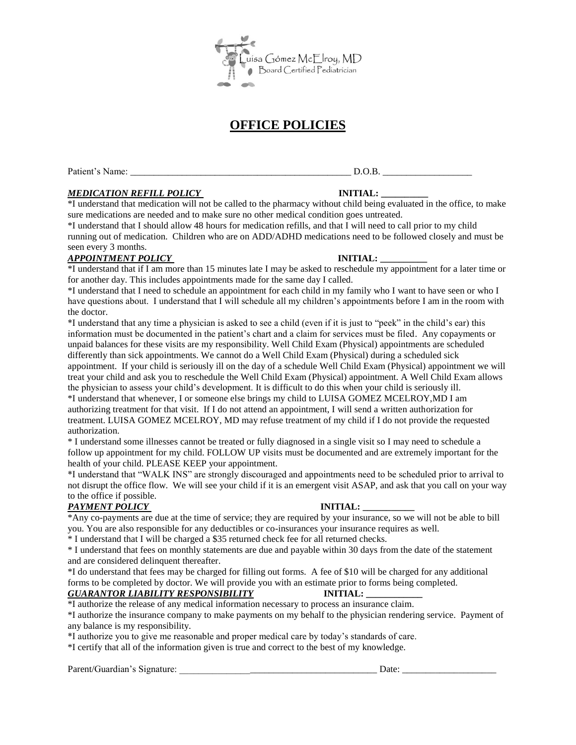Luisa Gómez McElroy, MD
Board Certified Pediatrician

# OFFICE POLICIES

Patient's Name: _______________________________________________ D.O.B. ___________________

***MEDICATION REFILL POLICY*** **INITIAL: __________**

*I understand that medication will not be called to the pharmacy without child being evaluated in the office, to make sure medications are needed and to make sure no other medical condition goes untreated.

*I understand that I should allow 48 hours for medication refills, and that I will need to call prior to my child running out of medication. Children who are on ADD/ADHD medications need to be followed closely and must be seen every 3 months.

***APPOINTMENT POLICY*** **INITIAL: __________**

*I understand that if I am more than 15 minutes late I may be asked to reschedule my appointment for a later time or for another day. This includes appointments made for the same day I called.

*I understand that I need to schedule an appointment for each child in my family who I want to have seen or who I have questions about. I understand that I will schedule all my children's appointments before I am in the room with the doctor.

*I understand that any time a physician is asked to see a child (even if it is just to "peek" in the child's ear) this information must be documented in the patient's chart and a claim for services must be filed. Any copayments or unpaid balances for these visits are my responsibility. Well Child Exam (Physical) appointments are scheduled differently than sick appointments. We cannot do a Well Child Exam (Physical) during a scheduled sick appointment. If your child is seriously ill on the day of a schedule Well Child Exam (Physical) appointment we will treat your child and ask you to reschedule the Well Child Exam (Physical) appointment. A Well Child Exam allows the physician to assess your child's development. It is difficult to do this when your child is seriously ill.

*I understand that whenever, I or someone else brings my child to LUISA GOMEZ MCELROY,MD I am authorizing treatment for that visit. If I do not attend an appointment, I will send a written authorization for treatment. LUISA GOMEZ MCELROY, MD may refuse treatment of my child if I do not provide the requested authorization.

* I understand some illnesses cannot be treated or fully diagnosed in a single visit so I may need to schedule a follow up appointment for my child. FOLLOW UP visits must be documented and are extremely important for the health of your child. PLEASE KEEP your appointment.

*I understand that "WALK INS" are strongly discouraged and appointments need to be scheduled prior to arrival to not disrupt the office flow. We will see your child if it is an emergent visit ASAP, and ask that you call on your way to the office if possible.

***PAYMENT POLICY*** **INITIAL: ___________**

*Any co-payments are due at the time of service; they are required by your insurance, so we will not be able to bill you. You are also responsible for any deductibles or co-insurances your insurance requires as well.

* I understand that I will be charged a $35 returned check fee for all returned checks.

* I understand that fees on monthly statements are due and payable within 30 days from the date of the statement and are considered delinquent thereafter.

*I do understand that fees may be charged for filling out forms. A fee of $10 will be charged for any additional forms to be completed by doctor. We will provide you with an estimate prior to forms being completed.

***GUARANTOR LIABILITY RESPONSIBILITY*** **INITIAL: ____________**

*I authorize the release of any medical information necessary to process an insurance claim.

*I authorize the insurance company to make payments on my behalf to the physician rendering service. Payment of any balance is my responsibility.

*I authorize you to give me reasonable and proper medical care by today's standards of care.

*I certify that all of the information given is true and correct to the best of my knowledge.

Parent/Guardian's Signature: ___________________________________________ Date: ____________________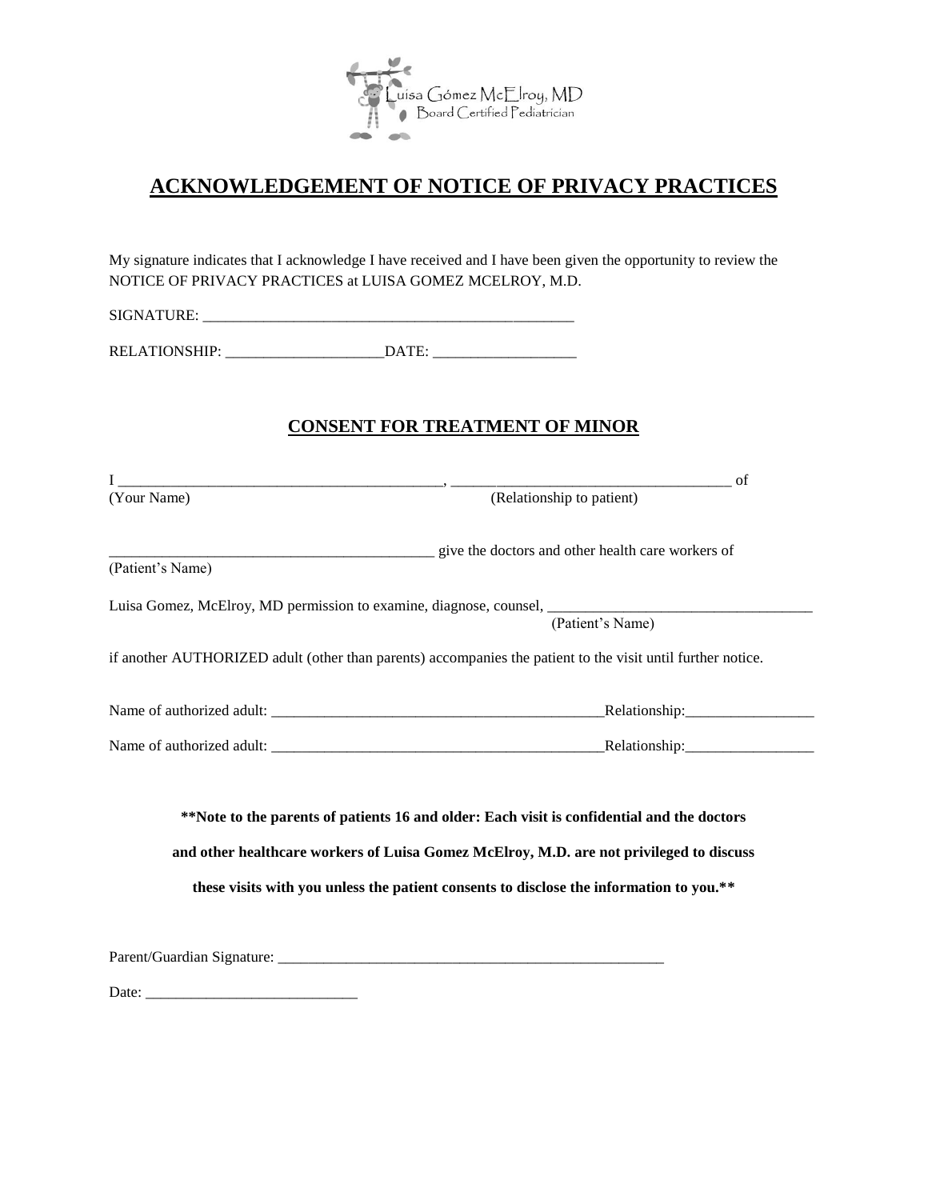Luisa Gómez McElroy, MD
Board Certified Pediatrician

# ACKNOWLEDGEMENT OF NOTICE OF PRIVACY PRACTICES

My signature indicates that I acknowledge I have received and I have been given the opportunity to review the NOTICE OF PRIVACY PRACTICES at LUISA GOMEZ MCELROY, M.D.

SIGNATURE: ___________________________________________________

RELATIONSHIP: _____________________DATE: ___________________

## CONSENT FOR TREATMENT OF MINOR

I _____________________________________________, _____________________________________ of
(Your Name) (Relationship to patient)

_____________________________________________ give the doctors and other health care workers of
(Patient's Name)

Luisa Gomez, McElroy, MD permission to examine, diagnose, counsel, ___________________________________
(Patient's Name)

if another AUTHORIZED adult (other than parents) accompanies the patient to the visit until further notice.

Name of authorized adult: ______________________________________________Relationship:_________________

Name of authorized adult: ______________________________________________Relationship:_________________

**\*\*Note to the parents of patients 16 and older: Each visit is confidential and the doctors and other healthcare workers of Luisa Gomez McElroy, M.D. are not privileged to discuss these visits with you unless the patient consents to disclose the information to you.\*\***

Parent/Guardian Signature: ______________________________________________________

Date: ____________________________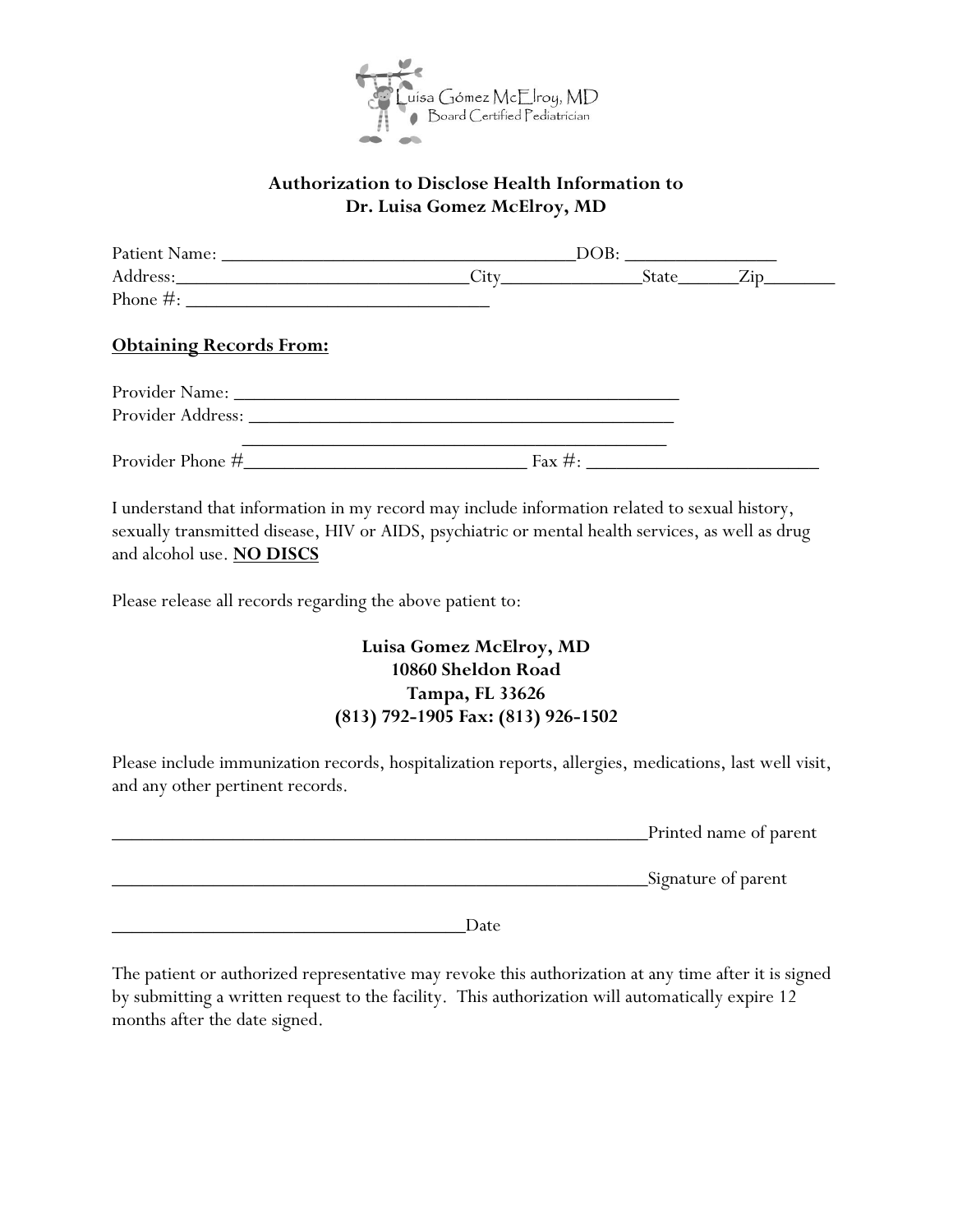Luisa Gómez McElroy, MD
Board Certified Pediatrician

## Authorization to Disclose Health Information to Dr. Luisa Gomez McElroy, MD

Patient Name: ______________________________________DOB: _______________
Address:______________________________City______________State______Zip_______
Phone #: ________________________________

**Obtaining Records From:**

Provider Name: _______________________________________________
Provider Address: ____________________________________________
_____________________________________________
Provider Phone #_____________________________ Fax #: ________________________

I understand that information in my record may include information related to sexual history, sexually transmitted disease, HIV or AIDS, psychiatric or mental health services, as well as drug and alcohol use. **NO DISCS**

Please release all records regarding the above patient to:

**Luisa Gomez McElroy, MD**
**10860 Sheldon Road**
**Tampa, FL 33626**
**(813) 792-1905 Fax: (813) 926-1502**

Please include immunization records, hospitalization reports, allergies, medications, last well visit, and any other pertinent records.

________________________________________________________Printed name of parent

________________________________________________________Signature of parent

_____________________________________Date

The patient or authorized representative may revoke this authorization at any time after it is signed by submitting a written request to the facility. This authorization will automatically expire 12 months after the date signed.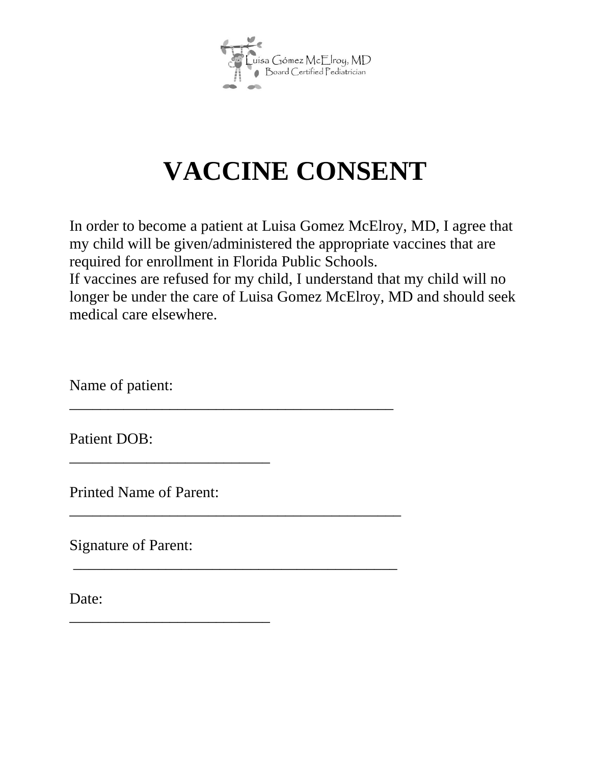Luisa Gómez McElroy, MD
Board Certified Pediatrician

# VACCINE CONSENT

In order to become a patient at Luisa Gomez McElroy, MD, I agree that my child will be given/administered the appropriate vaccines that are required for enrollment in Florida Public Schools.
If vaccines are refused for my child, I understand that my child will no longer be under the care of Luisa Gomez McElroy, MD and should seek medical care elsewhere.

Name of patient: ___________________________________________

Patient DOB: ___________________________

Printed Name of Parent: ____________________________________________

Signature of Parent: ___________________________________________

Date: ___________________________